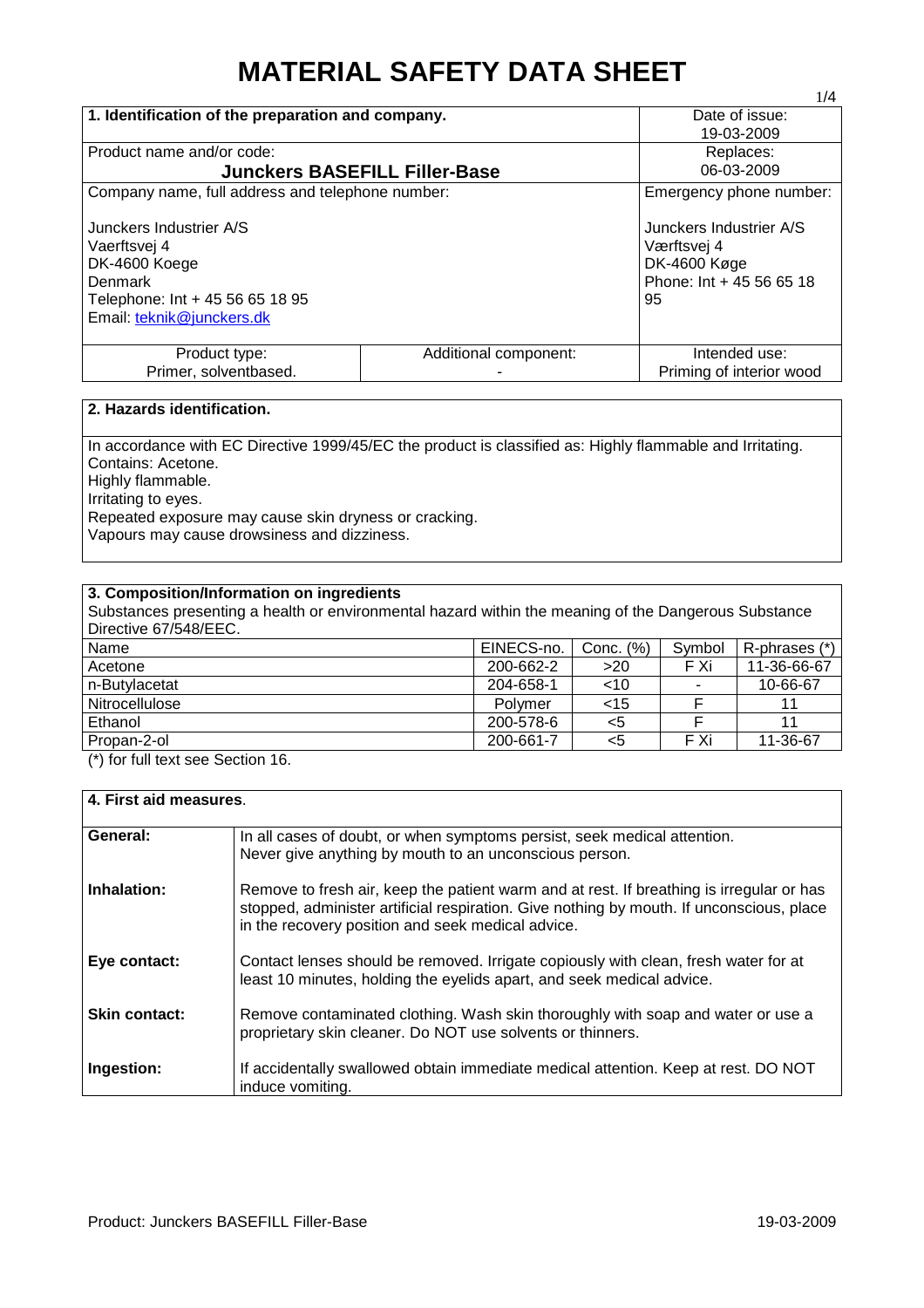# MATERIAL SAFETY DATA SHEET

| 1. Identification of the preparation and company. | | Date of issue: 19-03-2009 |
|---|---|---|
| Product name and/or code: **Junckers BASEFILL Filler-Base** | | Replaces: 06-03-2009 |
| Company name, full address and telephone number: Junckers Industrier A/S, Vaerftsvej 4, DK-4600 Koege, Denmark, Telephone: Int + 45 56 65 18 95, Email: teknik@junckers.dk | | Emergency phone number: Junckers Industrier A/S, Værftsvej 4, DK-4600 Køge, Phone: Int + 45 56 65 18 95 |
| Product type: Primer, solventbased. | Additional component: - | Intended use: Priming of interior wood |

## 2. Hazards identification.

In accordance with EC Directive 1999/45/EC the product is classified as: Highly flammable and Irritating.
Contains: Acetone.
Highly flammable.
Irritating to eyes.
Repeated exposure may cause skin dryness or cracking.
Vapours may cause drowsiness and dizziness.

## 3. Composition/Information on ingredients

Substances presenting a health or environmental hazard within the meaning of the Dangerous Substance Directive 67/548/EEC.

| Name | EINECS-no. | Conc. (%) | Symbol | R-phrases (*) |
|---|---|---|---|---|
| Acetone | 200-662-2 | >20 | F Xi | 11-36-66-67 |
| n-Butylacetat | 204-658-1 | <10 | - | 10-66-67 |
| Nitrocellulose | Polymer | <15 | F | 11 |
| Ethanol | 200-578-6 | <5 | F | 11 |
| Propan-2-ol | 200-661-7 | <5 | F Xi | 11-36-67 |

(*) for full text see Section 16.

## 4. First aid measures.

| | |
|---|---|
| **General:** | In all cases of doubt, or when symptoms persist, seek medical attention. Never give anything by mouth to an unconscious person. |
| **Inhalation:** | Remove to fresh air, keep the patient warm and at rest. If breathing is irregular or has stopped, administer artificial respiration. Give nothing by mouth. If unconscious, place in the recovery position and seek medical advice. |
| **Eye contact:** | Contact lenses should be removed. Irrigate copiously with clean, fresh water for at least 10 minutes, holding the eyelids apart, and seek medical advice. |
| **Skin contact:** | Remove contaminated clothing. Wash skin thoroughly with soap and water or use a proprietary skin cleaner. Do NOT use solvents or thinners. |
| **Ingestion:** | If accidentally swallowed obtain immediate medical attention. Keep at rest. DO NOT induce vomiting. |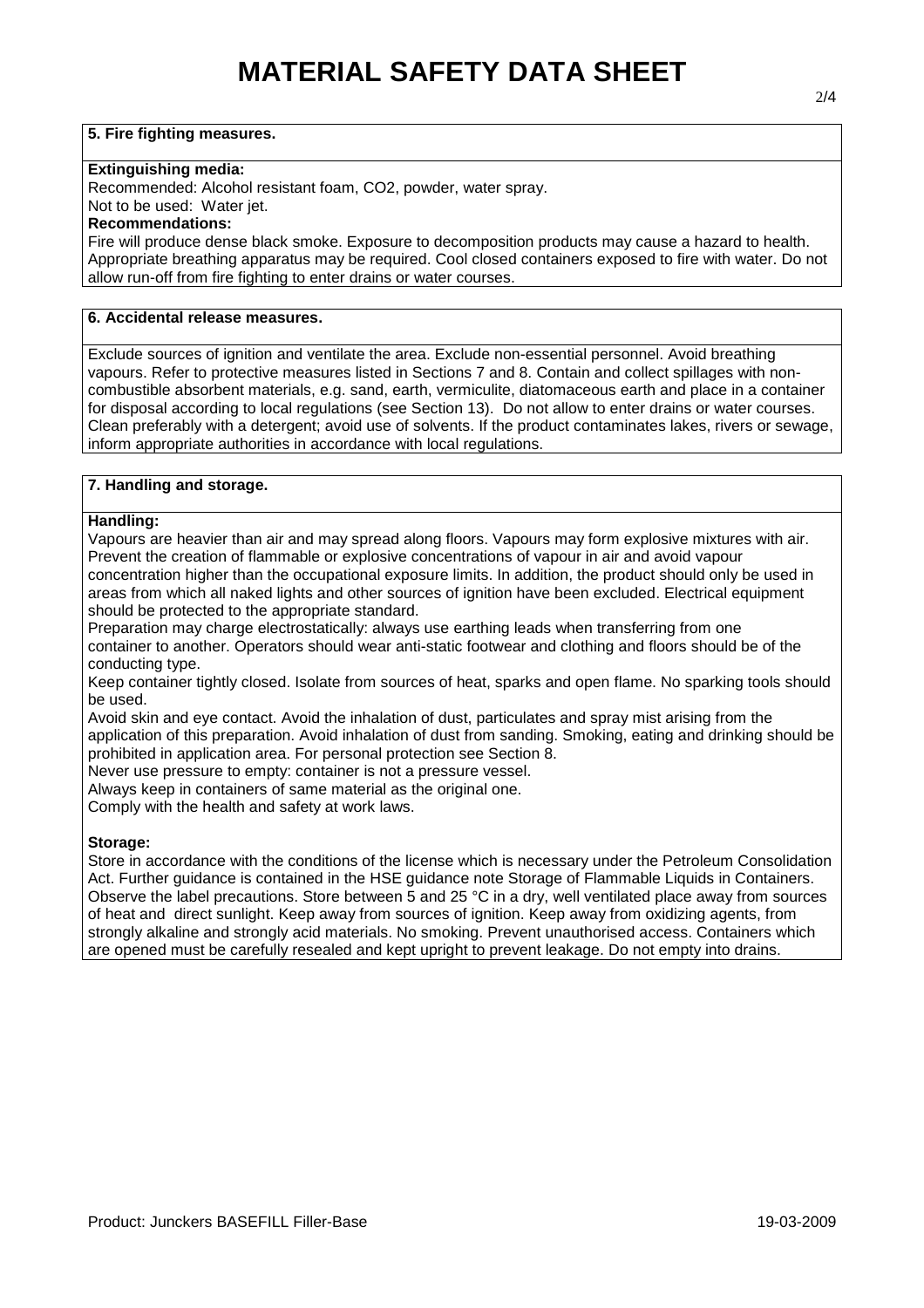## 5. Fire fighting measures.

**Extinguishing media:**

Recommended: Alcohol resistant foam, $CO_2$, powder, water spray.

Not to be used: Water jet.

**Recommendations:**

Fire will produce dense black smoke. Exposure to decomposition products may cause a hazard to health. Appropriate breathing apparatus may be required. Cool closed containers exposed to fire with water. Do not allow run-off from fire fighting to enter drains or water courses.

## 6. Accidental release measures.

Exclude sources of ignition and ventilate the area. Exclude non-essential personnel. Avoid breathing vapours. Refer to protective measures listed in Sections 7 and 8. Contain and collect spillages with non-combustible absorbent materials, e.g. sand, earth, vermiculite, diatomaceous earth and place in a container for disposal according to local regulations (see Section 13). Do not allow to enter drains or water courses. Clean preferably with a detergent; avoid use of solvents. If the product contaminates lakes, rivers or sewage, inform appropriate authorities in accordance with local regulations.

## 7. Handling and storage.

**Handling:**

Vapours are heavier than air and may spread along floors. Vapours may form explosive mixtures with air. Prevent the creation of flammable or explosive concentrations of vapour in air and avoid vapour concentration higher than the occupational exposure limits. In addition, the product should only be used in areas from which all naked lights and other sources of ignition have been excluded. Electrical equipment should be protected to the appropriate standard.

Preparation may charge electrostatically: always use earthing leads when transferring from one container to another. Operators should wear anti-static footwear and clothing and floors should be of the conducting type.

Keep container tightly closed. Isolate from sources of heat, sparks and open flame. No sparking tools should be used.

Avoid skin and eye contact. Avoid the inhalation of dust, particulates and spray mist arising from the application of this preparation. Avoid inhalation of dust from sanding. Smoking, eating and drinking should be prohibited in application area. For personal protection see Section 8.

Never use pressure to empty: container is not a pressure vessel.

Always keep in containers of same material as the original one.

Comply with the health and safety at work laws.

**Storage:**

Store in accordance with the conditions of the license which is necessary under the Petroleum Consolidation Act. Further guidance is contained in the HSE guidance note Storage of Flammable Liquids in Containers. Observe the label precautions. Store between 5 and 25 °C in a dry, well ventilated place away from sources of heat and direct sunlight. Keep away from sources of ignition. Keep away from oxidizing agents, from strongly alkaline and strongly acid materials. No smoking. Prevent unauthorised access. Containers which are opened must be carefully resealed and kept upright to prevent leakage. Do not empty into drains.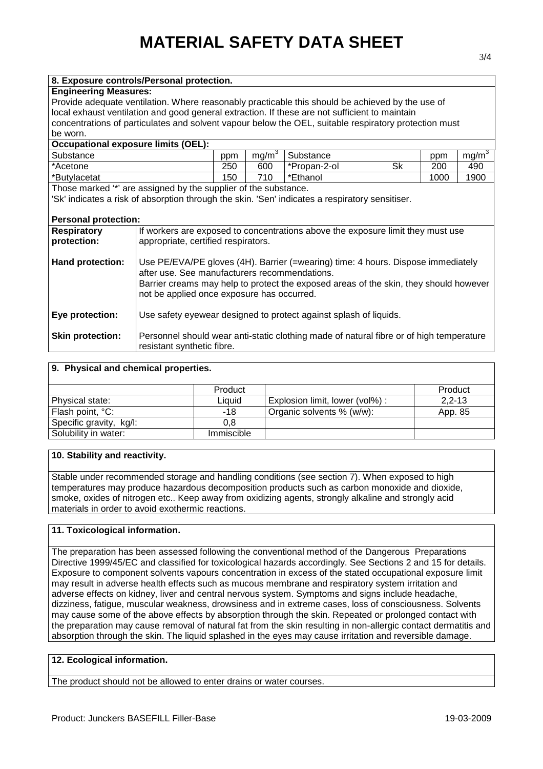# MATERIAL SAFETY DATA SHEET

## 8. Exposure controls/Personal protection.

**Engineering Measures:**

Provide adequate ventilation. Where reasonably practicable this should be achieved by the use of local exhaust ventilation and good general extraction. If these are not sufficient to maintain concentrations of particulates and solvent vapour below the OEL, suitable respiratory protection must be worn.

**Occupational exposure limits (OEL):**

| Substance | ppm | $mg/m^3$ | Substance | | ppm | $mg/m^3$ |
|---|---|---|---|---|---|---|
| *Acetone | 250 | 600 | *Propan-2-ol | Sk | 200 | 490 |
| *Butylacetat | 150 | 710 | *Ethanol | | 1000 | 1900 |

Those marked '*' are assigned by the supplier of the substance.
'Sk' indicates a risk of absorption through the skin. 'Sen' indicates a respiratory sensitiser.

**Personal protection:**

| | |
|---|---|
| **Respiratory protection:** | If workers are exposed to concentrations above the exposure limit they must use appropriate, certified respirators. |
| **Hand protection:** | Use PE/EVA/PE gloves (4H). Barrier (=wearing) time: 4 hours. Dispose immediately after use. See manufacturers recommendations. Barrier creams may help to protect the exposed areas of the skin, they should however not be applied once exposure has occurred. |
| **Eye protection:** | Use safety eyewear designed to protect against splash of liquids. |
| **Skin protection:** | Personnel should wear anti-static clothing made of natural fibre or of high temperature resistant synthetic fibre. |

## 9. Physical and chemical properties.

| | Product | | Product |
|---|---|---|---|
| Physical state: | Liquid | Explosion limit, lower (vol%) : | 2,2-13 |
| Flash point, °C: | -18 | Organic solvents % (w/w): | App. 85 |
| Specific gravity, kg/l: | 0,8 | | |
| Solubility in water: | Immiscible | | |

## 10. Stability and reactivity.

Stable under recommended storage and handling conditions (see section 7). When exposed to high temperatures may produce hazardous decomposition products such as carbon monoxide and dioxide, smoke, oxides of nitrogen etc.. Keep away from oxidizing agents, strongly alkaline and strongly acid materials in order to avoid exothermic reactions.

## 11. Toxicological information.

The preparation has been assessed following the conventional method of the Dangerous Preparations Directive 1999/45/EC and classified for toxicological hazards accordingly. See Sections 2 and 15 for details. Exposure to component solvents vapours concentration in excess of the stated occupational exposure limit may result in adverse health effects such as mucous membrane and respiratory system irritation and adverse effects on kidney, liver and central nervous system. Symptoms and signs include headache, dizziness, fatigue, muscular weakness, drowsiness and in extreme cases, loss of consciousness. Solvents may cause some of the above effects by absorption through the skin. Repeated or prolonged contact with the preparation may cause removal of natural fat from the skin resulting in non-allergic contact dermatitis and absorption through the skin. The liquid splashed in the eyes may cause irritation and reversible damage.

## 12. Ecological information.

The product should not be allowed to enter drains or water courses.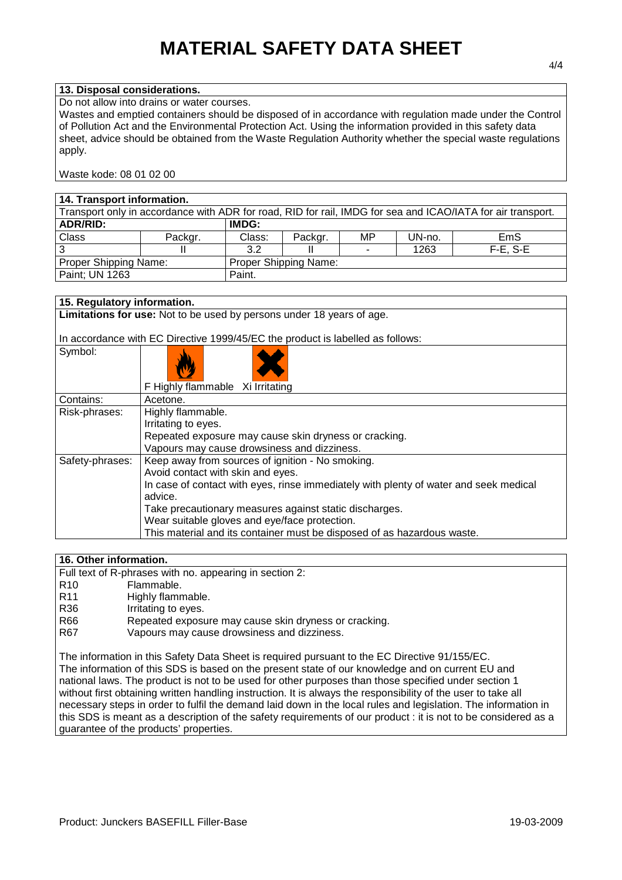# MATERIAL SAFETY DATA SHEET

## 13. Disposal considerations.

Do not allow into drains or water courses.

Wastes and emptied containers should be disposed of in accordance with regulation made under the Control of Pollution Act and the Environmental Protection Act. Using the information provided in this safety data sheet, advice should be obtained from the Waste Regulation Authority whether the special waste regulations apply.

Waste kode: 08 01 02 00

## 14. Transport information.

Transport only in accordance with ADR for road, RID for rail, IMDG for sea and ICAO/IATA for air transport.

| ADR/RID: | | IMDG: | | | | |
|---|---|---|---|---|---|---|
| Class | Packgr. | Class: | Packgr. | MP | UN-no. | EmS |
| 3 | II | 3.2 | II | - | 1263 | F-E, S-E |
| Proper Shipping Name: | | Proper Shipping Name: | | | | |
| Paint; UN 1263 | | Paint. | | | | |

## 15. Regulatory information.

**Limitations for use:** Not to be used by persons under 18 years of age.

In accordance with EC Directive 1999/45/EC the product is labelled as follows:

| | |
|---|---|
| Symbol: | F Highly flammable Xi Irritating |
| Contains: | Acetone. |
| Risk-phrases: | Highly flammable.<br>Irritating to eyes.<br>Repeated exposure may cause skin dryness or cracking.<br>Vapours may cause drowsiness and dizziness. |
| Safety-phrases: | Keep away from sources of ignition - No smoking.<br>Avoid contact with skin and eyes.<br>In case of contact with eyes, rinse immediately with plenty of water and seek medical advice.<br>Take precautionary measures against static discharges.<br>Wear suitable gloves and eye/face protection.<br>This material and its container must be disposed of as hazardous waste. |

## 16. Other information.

Full text of R-phrases with no. appearing in section 2:

| | |
|---|---|
| R10 | Flammable. |
| R11 | Highly flammable. |
| R36 | Irritating to eyes. |
| R66 | Repeated exposure may cause skin dryness or cracking. |
| R67 | Vapours may cause drowsiness and dizziness. |

The information in this Safety Data Sheet is required pursuant to the EC Directive 91/155/EC. The information of this SDS is based on the present state of our knowledge and on current EU and national laws. The product is not to be used for other purposes than those specified under section 1 without first obtaining written handling instruction. It is always the responsibility of the user to take all necessary steps in order to fulfil the demand laid down in the local rules and legislation. The information in this SDS is meant as a description of the safety requirements of our product : it is not to be considered as a guarantee of the products' properties.

Product: Junckers BASEFILL Filler-Base 19-03-2009